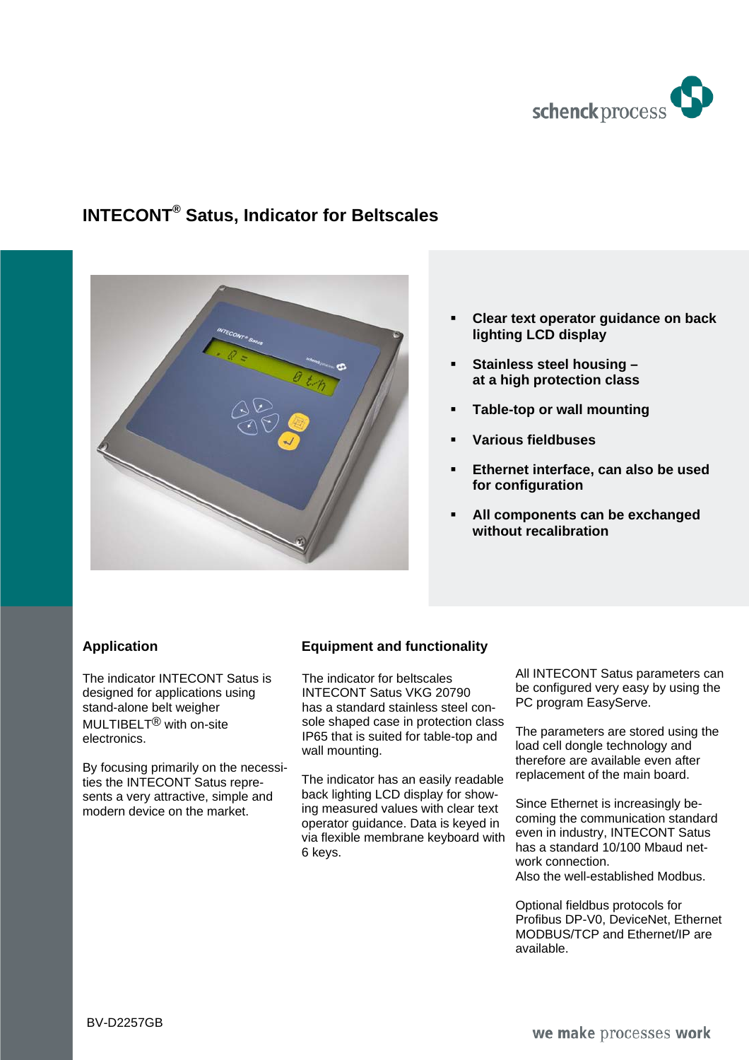# INTECONT® Satus, Indicator for Beltscales

- **Clear text operator guidance on back lighting LCD display**
- **Stainless steel housing – at a high protection class**
- **Table-top or wall mounting**
- **Various fieldbuses**
- **Ethernet interface, can also be used for configuration**
- **All components can be exchanged without recalibration**

## Application

The indicator INTECONT Satus is designed for applications using stand-alone belt weigher MULTIBELT® with on-site electronics.

By focusing primarily on the necessities the INTECONT Satus represents a very attractive, simple and modern device on the market.

## Equipment and functionality

The indicator for beltscales INTECONT Satus VKG 20790 has a standard stainless steel console shaped case in protection class IP65 that is suited for table-top and wall mounting.

The indicator has an easily readable back lighting LCD display for showing measured values with clear text operator guidance. Data is keyed in via flexible membrane keyboard with 6 keys.

All INTECONT Satus parameters can be configured very easy by using the PC program EasyServe.

The parameters are stored using the load cell dongle technology and therefore are available even after replacement of the main board.

Since Ethernet is increasingly becoming the communication standard even in industry, INTECONT Satus has a standard 10/100 Mbaud network connection.
Also the well-established Modbus.

Optional fieldbus protocols for Profibus DP-V0, DeviceNet, Ethernet MODBUS/TCP and Ethernet/IP are available.

BV-D2257GB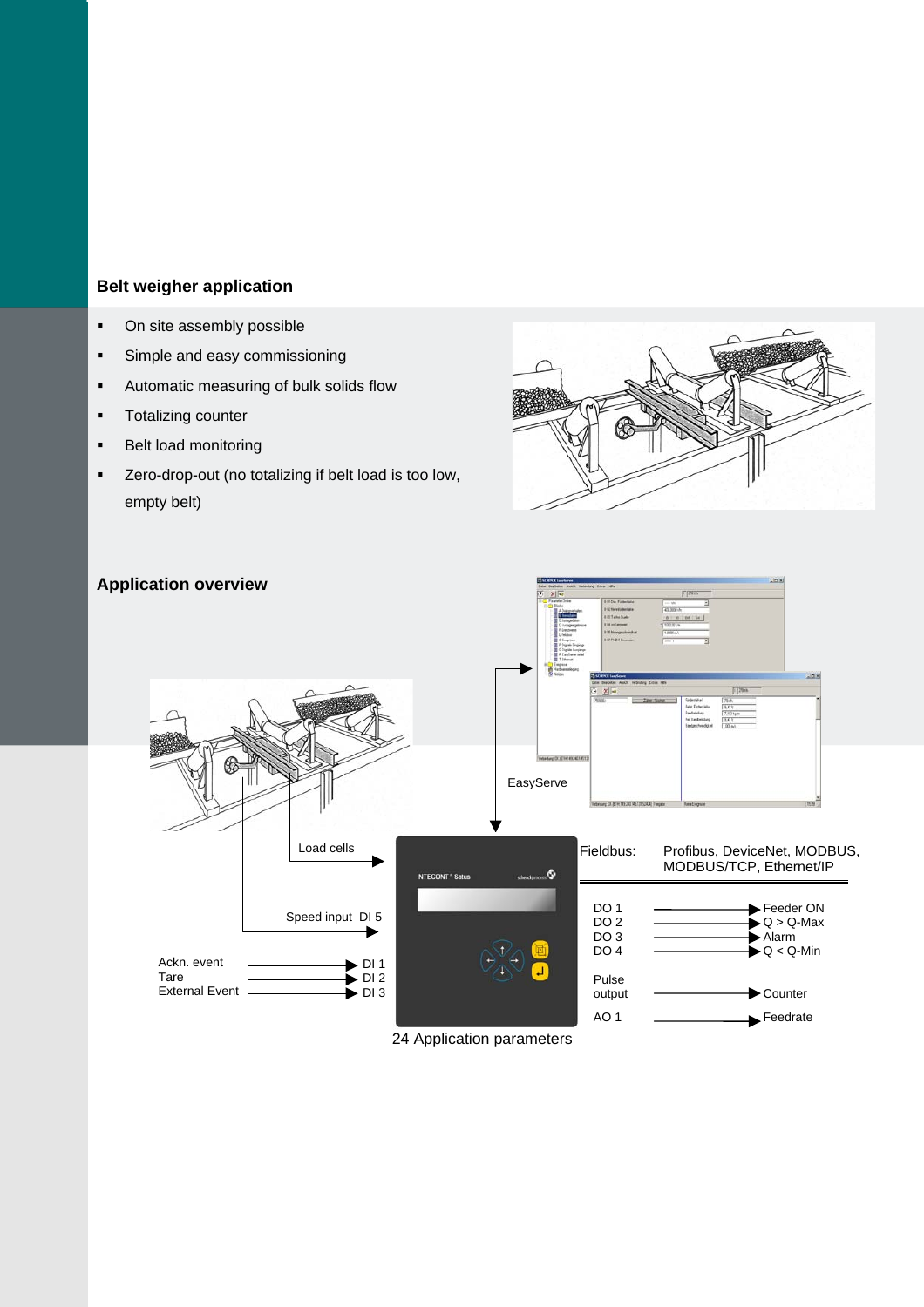## Belt weigher application

- On site assembly possible
- Simple and easy commissioning
- Automatic measuring of bulk solids flow
- Totalizing counter
- Belt load monitoring
- Zero-drop-out (no totalizing if belt load is too low, empty belt)

## Application overview

EasyServe

Load cells

Speed input DI 5

Ackn. event → DI 1
Tare → DI 2
External Event → DI 3

INTECONT Satus

24 Application parameters

Fieldbus: Profibus, DeviceNet, MODBUS, MODBUS/TCP, Ethernet/IP

DO 1 → Feeder ON
DO 2 → Q > Q-Max
DO 3 → Alarm
DO 4 → Q < Q-Min

Pulse output → Counter

AO 1 → Feedrate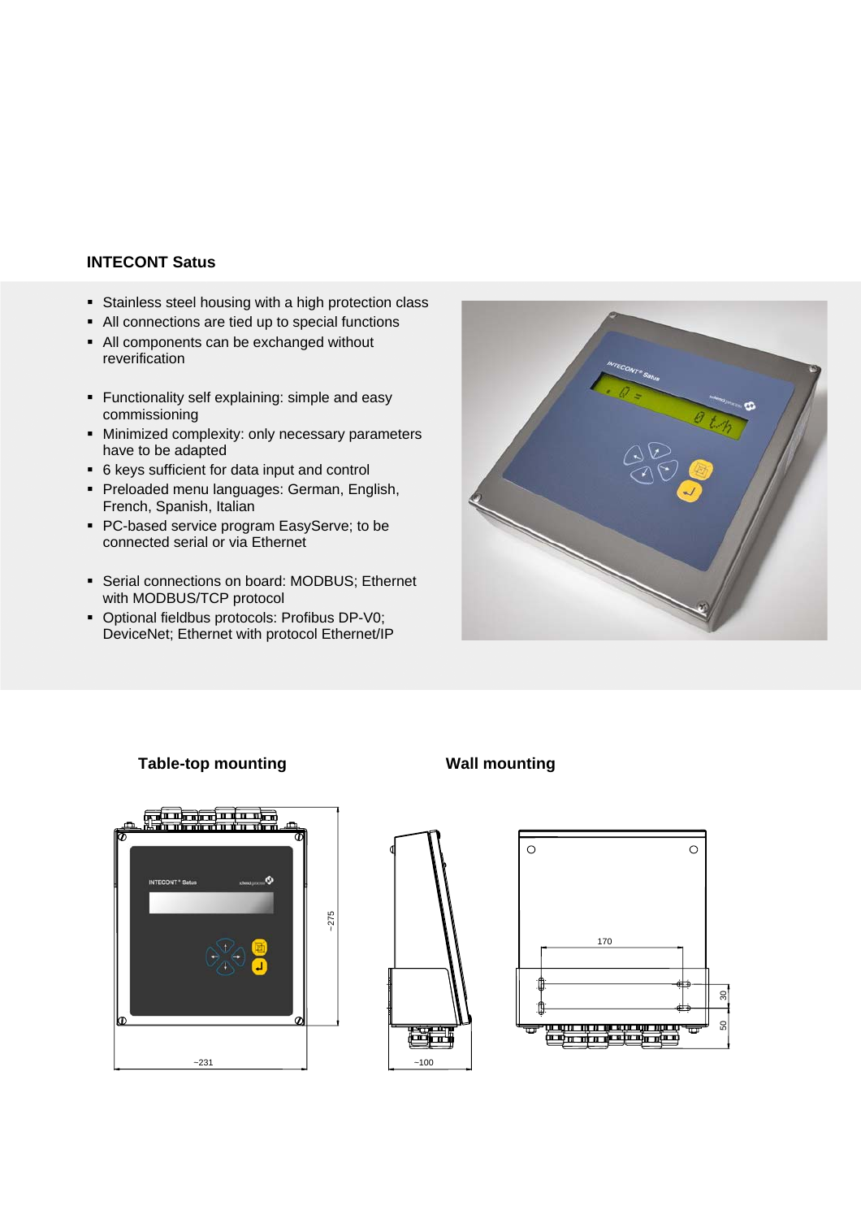## INTECONT Satus

- Stainless steel housing with a high protection class
- All connections are tied up to special functions
- All components can be exchanged without reverification

- Functionality self explaining: simple and easy commissioning
- Minimized complexity: only necessary parameters have to be adapted
- 6 keys sufficient for data input and control
- Preloaded menu languages: German, English, French, Spanish, Italian
- PC-based service program EasyServe; to be connected serial or via Ethernet

- Serial connections on board: MODBUS; Ethernet with MODBUS/TCP protocol
- Optional fieldbus protocols: Profibus DP-V0; DeviceNet; Ethernet with protocol Ethernet/IP

### Table-top mounting

### Wall mounting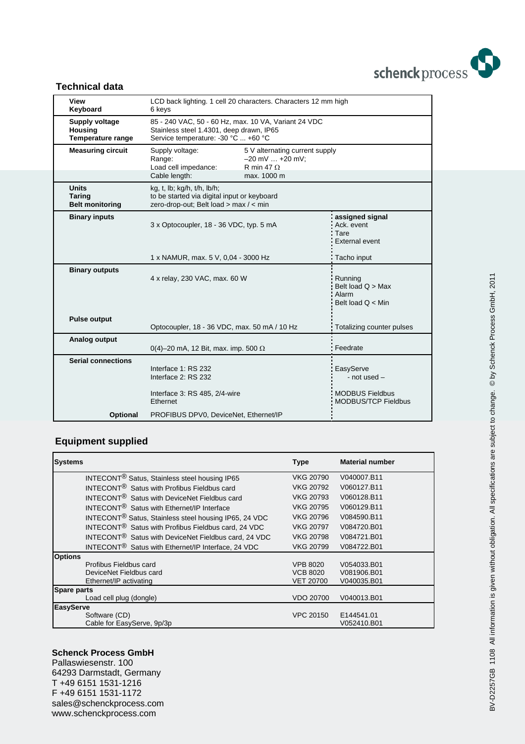## Technical data

| | | |
|---|---|---|
| **View**<br>**Keyboard** | LCD back lighting. 1 cell 20 characters. Characters 12 mm high<br>6 keys | |
| **Supply voltage**<br>**Housing**<br>**Temperature range** | 85 - 240 VAC, 50 - 60 Hz, max. 10 VA, Variant 24 VDC<br>Stainless steel 1.4301, deep drawn, IP65<br>Service temperature: -30 °C ... +60 °C | |
| **Measuring circuit** | Supply voltage: 5 V alternating current supply<br>Range: –20 mV … +20 mV;<br>Load cell impedance: R min 47 Ω<br>Cable length: max. 1000 m | |
| **Units**<br>**Taring**<br>**Belt monitoring** | kg, t, lb; kg/h, t/h, lb/h;<br>to be started via digital input or keyboard<br>zero-drop-out; Belt load > max / < min | |
| **Binary inputs** | 3 x Optocoupler, 18 - 36 VDC, typ. 5 mA | **assigned signal**<br>Ack. event<br>Tare<br>External event |
| | 1 x NAMUR, max. 5 V, 0,04 - 3000 Hz | Tacho input |
| **Binary outputs** | 4 x relay, 230 VAC, max. 60 W | Running<br>Belt load Q > Max<br>Alarm<br>Belt load Q < Min |
| **Pulse output** | Optocoupler, 18 - 36 VDC, max. 50 mA / 10 Hz | Totalizing counter pulses |
| **Analog output** | 0(4)–20 mA, 12 Bit, max. imp. 500 Ω | Feedrate |
| **Serial connections** | Interface 1: RS 232<br>Interface 2: RS 232 | EasyServe<br>- not used – |
| | Interface 3: RS 485, 2/4-wire<br>Ethernet | MODBUS Fieldbus<br>MODBUS/TCP Fieldbus |
| **Optional** | PROFIBUS DPV0, DeviceNet, Ethernet/IP | |

## Equipment supplied

| **Systems** | **Type** | **Material number** |
|---|---|---|
| INTECONT® Satus, Stainless steel housing IP65 | VKG 20790 | V040007.B11 |
| INTECONT® Satus with Profibus Fieldbus card | VKG 20792 | V060127.B11 |
| INTECONT® Satus with DeviceNet Fieldbus card | VKG 20793 | V060128.B11 |
| INTECONT® Satus with Ethernet/IP Interface | VKG 20795 | V060129.B11 |
| INTECONT® Satus, Stainless steel housing IP65, 24 VDC | VKG 20796 | V084590.B11 |
| INTECONT® Satus with Profibus Fieldbus card, 24 VDC | VKG 20797 | V084720.B01 |
| INTECONT® Satus with DeviceNet Fieldbus card, 24 VDC | VKG 20798 | V084721.B01 |
| INTECONT® Satus with Ethernet/IP Interface, 24 VDC | VKG 20799 | V084722.B01 |
| **Options** | | |
| Profibus Fieldbus card | VPB 8020 | V054033.B01 |
| DeviceNet Fieldbus card | VCB 8020 | V081906.B01 |
| Ethernet/IP activating | VET 20700 | V040035.B01 |
| **Spare parts** | | |
| Load cell plug (dongle) | VDO 20700 | V040013.B01 |
| **EasyServe** | | |
| Software (CD) | VPC 20150 | E144541.01 |
| Cable for EasyServe, 9p/3p | | V052410.B01 |

**Schenck Process GmbH**
Pallaswiesenstr. 100
64293 Darmstadt, Germany
T +49 6151 1531-1216
F +49 6151 1531-1172
sales@schenckprocess.com
www.schenckprocess.com

BV-D2257GB 1108 All information is given without obligation. All specifications are subject to change. © by Schenck Process GmbH, 2011